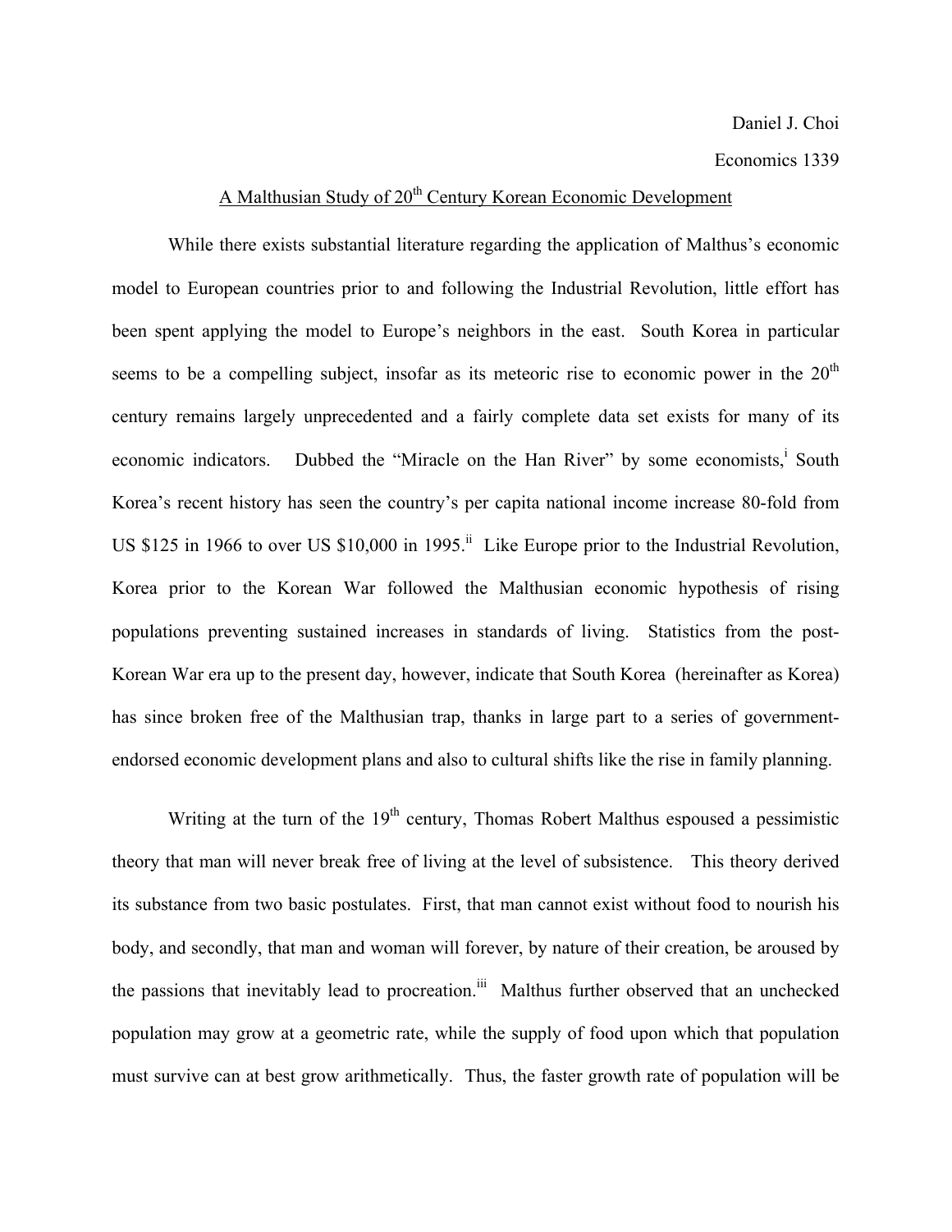Daniel J. Choi

Economics 1339

# A Malthusian Study of 20th Century Korean Economic Development

While there exists substantial literature regarding the application of Malthus's economic model to European countries prior to and following the Industrial Revolution, little effort has been spent applying the model to Europe's neighbors in the east. South Korea in particular seems to be a compelling subject, insofar as its meteoric rise to economic power in the 20th century remains largely unprecedented and a fairly complete data set exists for many of its economic indicators. Dubbed the "Miracle on the Han River" by some economists,[i] South Korea's recent history has seen the country's per capita national income increase 80-fold from US $125 in 1966 to over US $10,000 in 1995.[ii] Like Europe prior to the Industrial Revolution, Korea prior to the Korean War followed the Malthusian economic hypothesis of rising populations preventing sustained increases in standards of living. Statistics from the post-Korean War era up to the present day, however, indicate that South Korea (hereinafter as Korea) has since broken free of the Malthusian trap, thanks in large part to a series of government-endorsed economic development plans and also to cultural shifts like the rise in family planning.

Writing at the turn of the 19th century, Thomas Robert Malthus espoused a pessimistic theory that man will never break free of living at the level of subsistence. This theory derived its substance from two basic postulates. First, that man cannot exist without food to nourish his body, and secondly, that man and woman will forever, by nature of their creation, be aroused by the passions that inevitably lead to procreation.[iii] Malthus further observed that an unchecked population may grow at a geometric rate, while the supply of food upon which that population must survive can at best grow arithmetically. Thus, the faster growth rate of population will be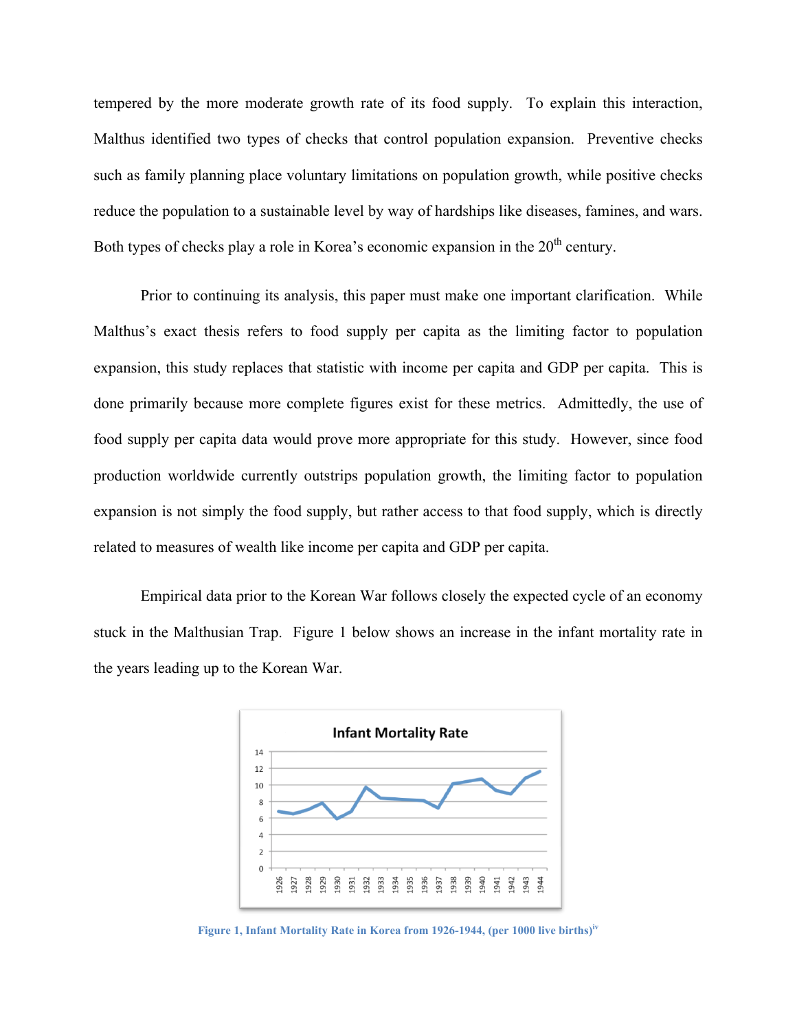tempered by the more moderate growth rate of its food supply. To explain this interaction, Malthus identified two types of checks that control population expansion. Preventive checks such as family planning place voluntary limitations on population growth, while positive checks reduce the population to a sustainable level by way of hardships like diseases, famines, and wars. Both types of checks play a role in Korea's economic expansion in the 20th century.

Prior to continuing its analysis, this paper must make one important clarification. While Malthus's exact thesis refers to food supply per capita as the limiting factor to population expansion, this study replaces that statistic with income per capita and GDP per capita. This is done primarily because more complete figures exist for these metrics. Admittedly, the use of food supply per capita data would prove more appropriate for this study. However, since food production worldwide currently outstrips population growth, the limiting factor to population expansion is not simply the food supply, but rather access to that food supply, which is directly related to measures of wealth like income per capita and GDP per capita.

Empirical data prior to the Korean War follows closely the expected cycle of an economy stuck in the Malthusian Trap. Figure 1 below shows an increase in the infant mortality rate in the years leading up to the Korean War.

Figure 1, Infant Mortality Rate in Korea from 1926-1944, (per 1000 live births)[iv]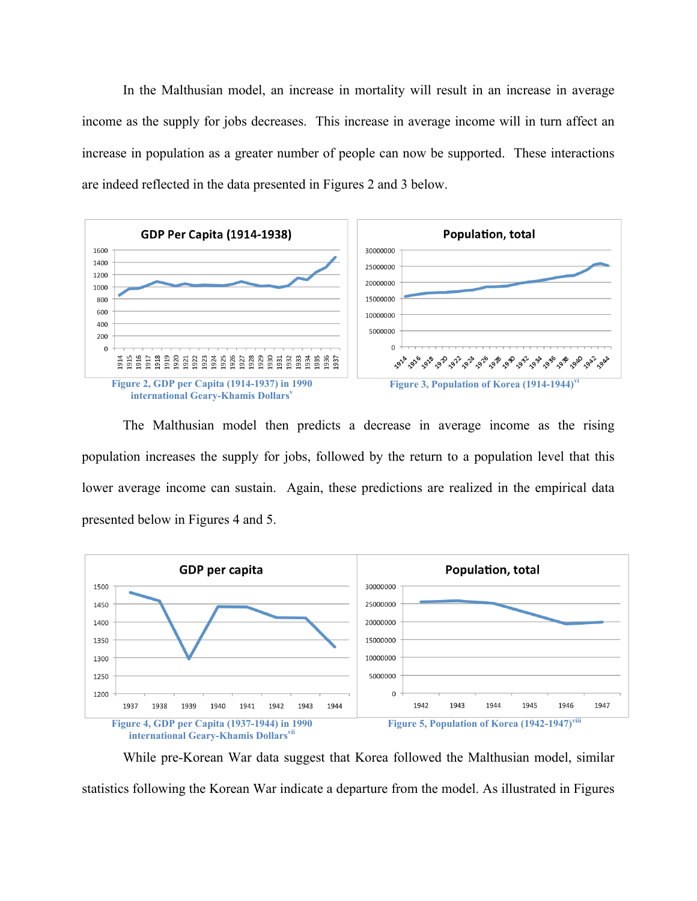In the Malthusian model, an increase in mortality will result in an increase in average income as the supply for jobs decreases. This increase in average income will in turn affect an increase in population as a greater number of people can now be supported. These interactions are indeed reflected in the data presented in Figures 2 and 3 below.

Figure 2, GDP per Capita (1914-1937) in 1990 international Geary-Khamis Dollars[v]

Figure 3, Population of Korea (1914-1944)[vi]

The Malthusian model then predicts a decrease in average income as the rising population increases the supply for jobs, followed by the return to a population level that this lower average income can sustain. Again, these predictions are realized in the empirical data presented below in Figures 4 and 5.

Figure 4, GDP per Capita (1937-1944) in 1990 international Geary-Khamis Dollars[vii]

Figure 5, Population of Korea (1942-1947)[viii]

While pre-Korean War data suggest that Korea followed the Malthusian model, similar statistics following the Korean War indicate a departure from the model. As illustrated in Figures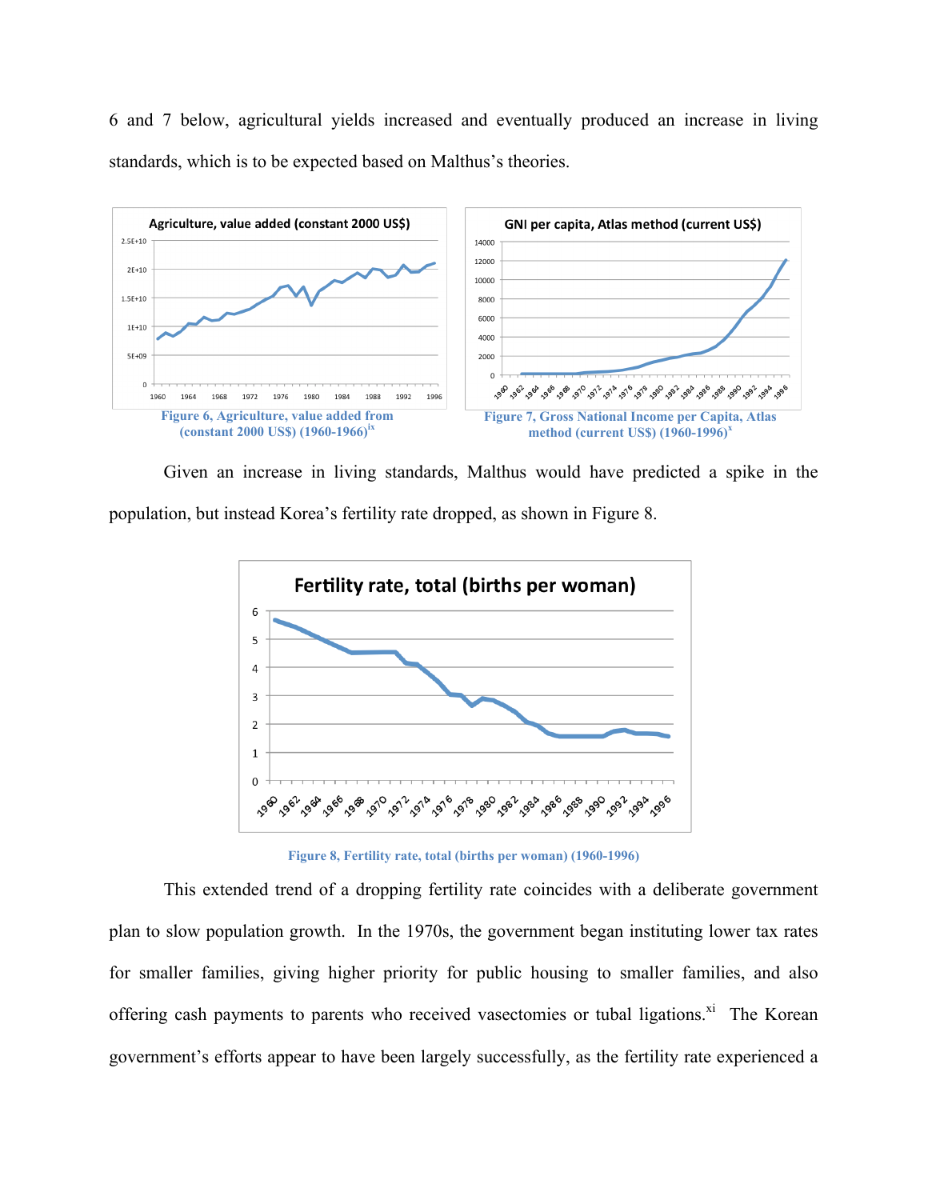6 and 7 below, agricultural yields increased and eventually produced an increase in living standards, which is to be expected based on Malthus's theories.

Figure 6, Agriculture, value added from (constant 2000 US$) (1960-1966)[ix]

Figure 7, Gross National Income per Capita, Atlas method (current US$) (1960-1996)[x]

Given an increase in living standards, Malthus would have predicted a spike in the population, but instead Korea's fertility rate dropped, as shown in Figure 8.

Figure 8, Fertility rate, total (births per woman) (1960-1996)

This extended trend of a dropping fertility rate coincides with a deliberate government plan to slow population growth. In the 1970s, the government began instituting lower tax rates for smaller families, giving higher priority for public housing to smaller families, and also offering cash payments to parents who received vasectomies or tubal ligations.[xi] The Korean government's efforts appear to have been largely successfully, as the fertility rate experienced a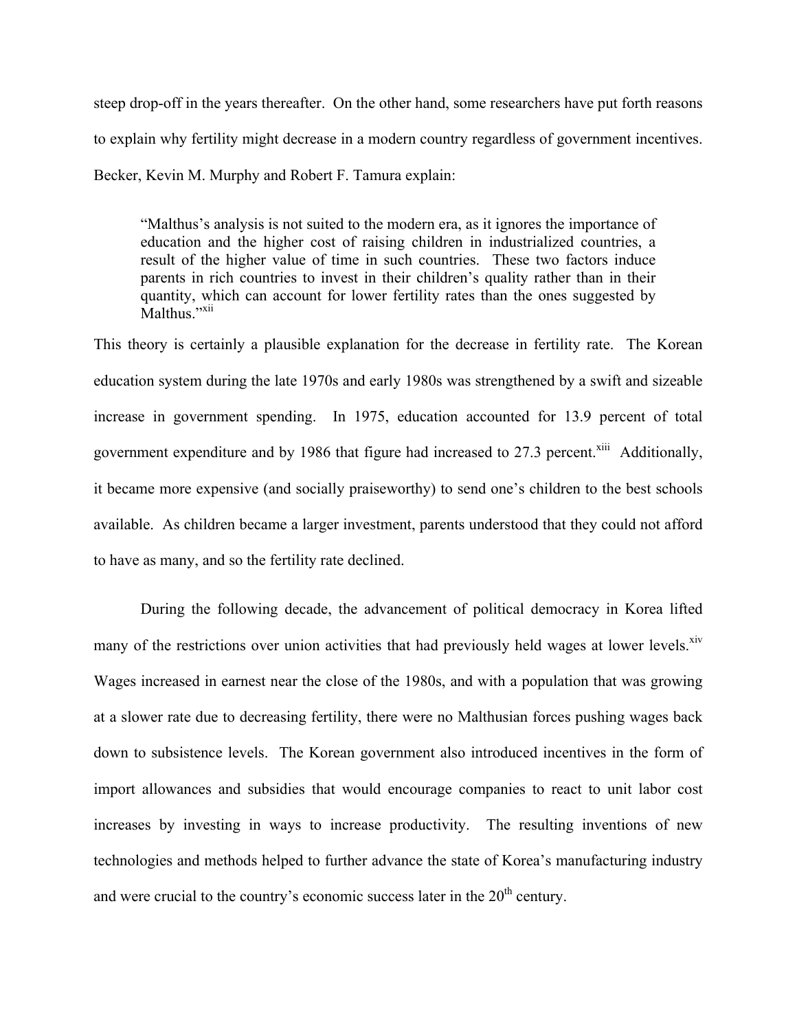steep drop-off in the years thereafter. On the other hand, some researchers have put forth reasons to explain why fertility might decrease in a modern country regardless of government incentives. Becker, Kevin M. Murphy and Robert F. Tamura explain:

> "Malthus's analysis is not suited to the modern era, as it ignores the importance of education and the higher cost of raising children in industrialized countries, a result of the higher value of time in such countries. These two factors induce parents in rich countries to invest in their children's quality rather than in their quantity, which can account for lower fertility rates than the ones suggested by Malthus."[xii]

This theory is certainly a plausible explanation for the decrease in fertility rate. The Korean education system during the late 1970s and early 1980s was strengthened by a swift and sizeable increase in government spending. In 1975, education accounted for 13.9 percent of total government expenditure and by 1986 that figure had increased to 27.3 percent.[xiii] Additionally, it became more expensive (and socially praiseworthy) to send one's children to the best schools available. As children became a larger investment, parents understood that they could not afford to have as many, and so the fertility rate declined.

During the following decade, the advancement of political democracy in Korea lifted many of the restrictions over union activities that had previously held wages at lower levels.[xiv] Wages increased in earnest near the close of the 1980s, and with a population that was growing at a slower rate due to decreasing fertility, there were no Malthusian forces pushing wages back down to subsistence levels. The Korean government also introduced incentives in the form of import allowances and subsidies that would encourage companies to react to unit labor cost increases by investing in ways to increase productivity. The resulting inventions of new technologies and methods helped to further advance the state of Korea's manufacturing industry and were crucial to the country's economic success later in the 20th century.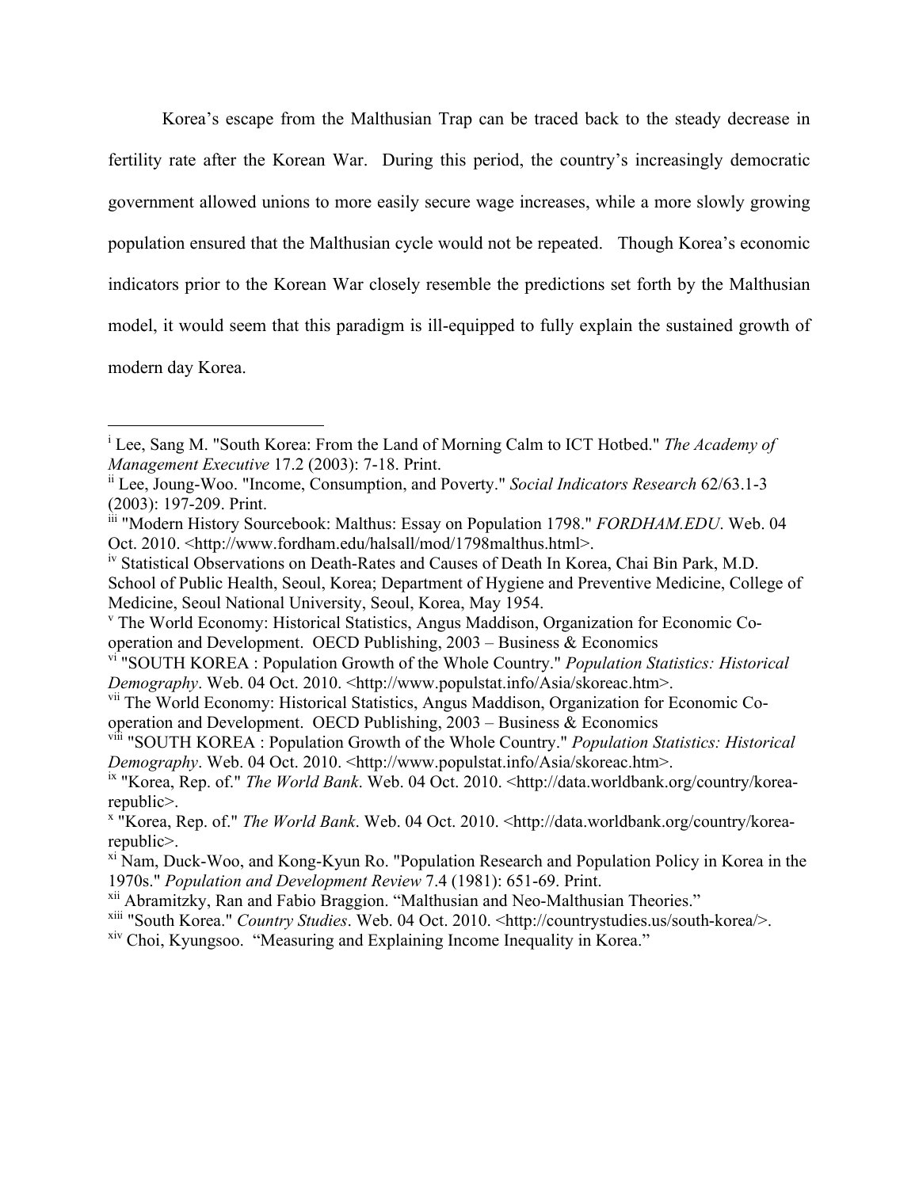Korea's escape from the Malthusian Trap can be traced back to the steady decrease in fertility rate after the Korean War. During this period, the country's increasingly democratic government allowed unions to more easily secure wage increases, while a more slowly growing population ensured that the Malthusian cycle would not be repeated. Though Korea's economic indicators prior to the Korean War closely resemble the predictions set forth by the Malthusian model, it would seem that this paradigm is ill-equipped to fully explain the sustained growth of modern day Korea.

---

[i] Lee, Sang M. "South Korea: From the Land of Morning Calm to ICT Hotbed." *The Academy of Management Executive* 17.2 (2003): 7-18. Print.

[ii] Lee, Joung-Woo. "Income, Consumption, and Poverty." *Social Indicators Research* 62/63.1-3 (2003): 197-209. Print.

[iii] "Modern History Sourcebook: Malthus: Essay on Population 1798." *FORDHAM.EDU*. Web. 04 Oct. 2010. <http://www.fordham.edu/halsall/mod/1798malthus.html>.

[iv] Statistical Observations on Death-Rates and Causes of Death In Korea, Chai Bin Park, M.D. School of Public Health, Seoul, Korea; Department of Hygiene and Preventive Medicine, College of Medicine, Seoul National University, Seoul, Korea, May 1954.

[v] The World Economy: Historical Statistics, Angus Maddison, Organization for Economic Co-operation and Development. OECD Publishing, 2003 – Business & Economics

[vi] "SOUTH KOREA : Population Growth of the Whole Country." *Population Statistics: Historical Demography*. Web. 04 Oct. 2010. <http://www.populstat.info/Asia/skoreac.htm>.

[vii] The World Economy: Historical Statistics, Angus Maddison, Organization for Economic Co-operation and Development. OECD Publishing, 2003 – Business & Economics

[viii] "SOUTH KOREA : Population Growth of the Whole Country." *Population Statistics: Historical Demography*. Web. 04 Oct. 2010. <http://www.populstat.info/Asia/skoreac.htm>.

[ix] "Korea, Rep. of." *The World Bank*. Web. 04 Oct. 2010. <http://data.worldbank.org/country/korea-republic>.

[x] "Korea, Rep. of." *The World Bank*. Web. 04 Oct. 2010. <http://data.worldbank.org/country/korea-republic>.

[xi] Nam, Duck-Woo, and Kong-Kyun Ro. "Population Research and Population Policy in Korea in the 1970s." *Population and Development Review* 7.4 (1981): 651-69. Print.

[xii] Abramitzky, Ran and Fabio Braggion. "Malthusian and Neo-Malthusian Theories."

[xiii] "South Korea." *Country Studies*. Web. 04 Oct. 2010. <http://countrystudies.us/south-korea/>.

[xiv] Choi, Kyungsoo. "Measuring and Explaining Income Inequality in Korea."